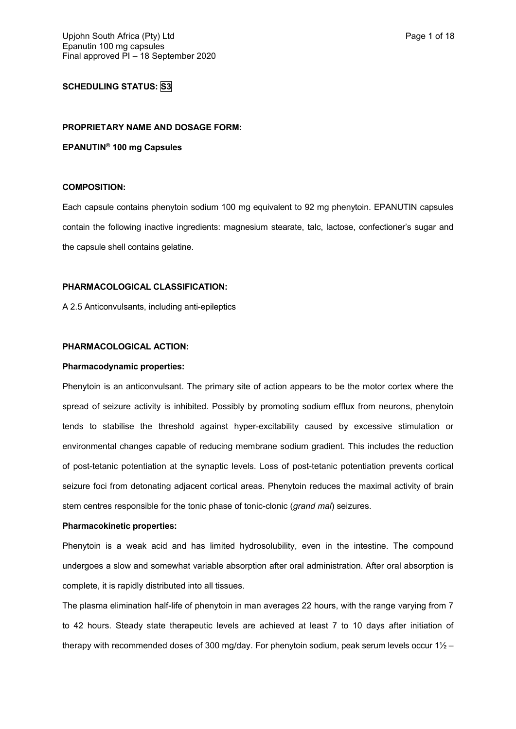**SCHEDULING STATUS: S3**

**PROPRIETARY NAME AND DOSAGE FORM:**

**EPANUTIN® 100 mg Capsules**

**COMPOSITION:**

Each capsule contains phenytoin sodium 100 mg equivalent to 92 mg phenytoin. EPANUTIN capsules contain the following inactive ingredients: magnesium stearate, talc, lactose, confectioner's sugar and the capsule shell contains gelatine.

**PHARMACOLOGICAL CLASSIFICATION:**

A 2.5 Anticonvulsants, including anti-epileptics

**PHARMACOLOGICAL ACTION:**

**Pharmacodynamic properties:**

Phenytoin is an anticonvulsant. The primary site of action appears to be the motor cortex where the spread of seizure activity is inhibited. Possibly by promoting sodium efflux from neurons, phenytoin tends to stabilise the threshold against hyper-excitability caused by excessive stimulation or environmental changes capable of reducing membrane sodium gradient. This includes the reduction of post-tetanic potentiation at the synaptic levels. Loss of post-tetanic potentiation prevents cortical seizure foci from detonating adjacent cortical areas. Phenytoin reduces the maximal activity of brain stem centres responsible for the tonic phase of tonic-clonic (*grand mal*) seizures.

**Pharmacokinetic properties:**

Phenytoin is a weak acid and has limited hydrosolubility, even in the intestine. The compound undergoes a slow and somewhat variable absorption after oral administration. After oral absorption is complete, it is rapidly distributed into all tissues.

The plasma elimination half-life of phenytoin in man averages 22 hours, with the range varying from 7 to 42 hours. Steady state therapeutic levels are achieved at least 7 to 10 days after initiation of therapy with recommended doses of 300 mg/day. For phenytoin sodium, peak serum levels occur 1½ –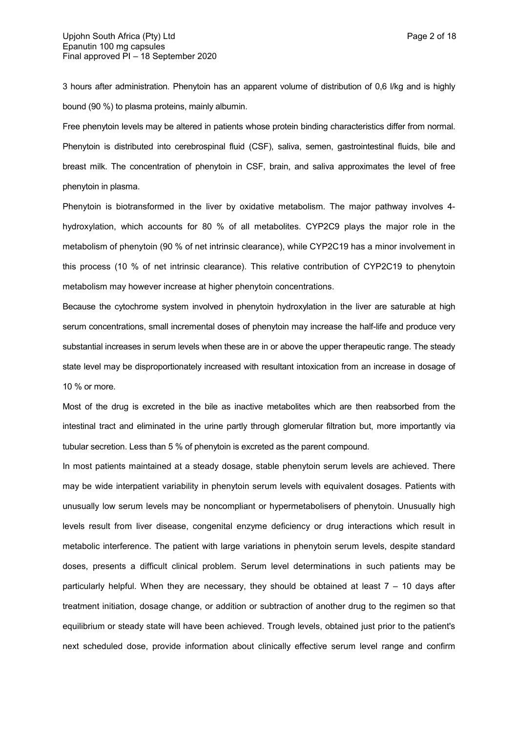3 hours after administration. Phenytoin has an apparent volume of distribution of 0,6 l/kg and is highly bound (90 %) to plasma proteins, mainly albumin.

Free phenytoin levels may be altered in patients whose protein binding characteristics differ from normal. Phenytoin is distributed into cerebrospinal fluid (CSF), saliva, semen, gastrointestinal fluids, bile and breast milk. The concentration of phenytoin in CSF, brain, and saliva approximates the level of free phenytoin in plasma.

Phenytoin is biotransformed in the liver by oxidative metabolism. The major pathway involves 4-hydroxylation, which accounts for 80 % of all metabolites. CYP2C9 plays the major role in the metabolism of phenytoin (90 % of net intrinsic clearance), while CYP2C19 has a minor involvement in this process (10 % of net intrinsic clearance). This relative contribution of CYP2C19 to phenytoin metabolism may however increase at higher phenytoin concentrations.

Because the cytochrome system involved in phenytoin hydroxylation in the liver are saturable at high serum concentrations, small incremental doses of phenytoin may increase the half-life and produce very substantial increases in serum levels when these are in or above the upper therapeutic range. The steady state level may be disproportionately increased with resultant intoxication from an increase in dosage of 10 % or more.

Most of the drug is excreted in the bile as inactive metabolites which are then reabsorbed from the intestinal tract and eliminated in the urine partly through glomerular filtration but, more importantly via tubular secretion. Less than 5 % of phenytoin is excreted as the parent compound.

In most patients maintained at a steady dosage, stable phenytoin serum levels are achieved. There may be wide interpatient variability in phenytoin serum levels with equivalent dosages. Patients with unusually low serum levels may be noncompliant or hypermetabolisers of phenytoin. Unusually high levels result from liver disease, congenital enzyme deficiency or drug interactions which result in metabolic interference. The patient with large variations in phenytoin serum levels, despite standard doses, presents a difficult clinical problem. Serum level determinations in such patients may be particularly helpful. When they are necessary, they should be obtained at least 7 – 10 days after treatment initiation, dosage change, or addition or subtraction of another drug to the regimen so that equilibrium or steady state will have been achieved. Trough levels, obtained just prior to the patient's next scheduled dose, provide information about clinically effective serum level range and confirm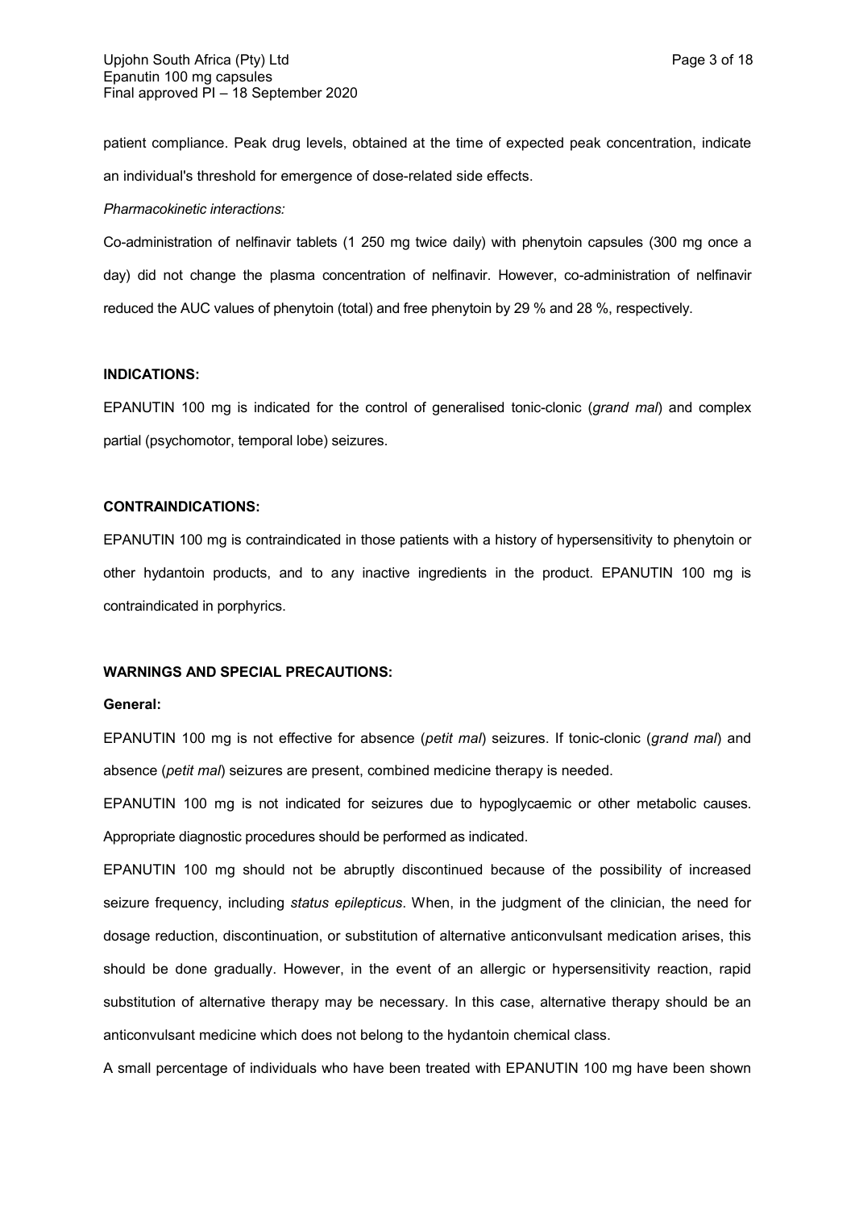patient compliance. Peak drug levels, obtained at the time of expected peak concentration, indicate an individual's threshold for emergence of dose-related side effects.

*Pharmacokinetic interactions:*

Co-administration of nelfinavir tablets (1 250 mg twice daily) with phenytoin capsules (300 mg once a day) did not change the plasma concentration of nelfinavir. However, co-administration of nelfinavir reduced the AUC values of phenytoin (total) and free phenytoin by 29 % and 28 %, respectively.

**INDICATIONS:**

EPANUTIN 100 mg is indicated for the control of generalised tonic-clonic (*grand mal*) and complex partial (psychomotor, temporal lobe) seizures.

**CONTRAINDICATIONS:**

EPANUTIN 100 mg is contraindicated in those patients with a history of hypersensitivity to phenytoin or other hydantoin products, and to any inactive ingredients in the product. EPANUTIN 100 mg is contraindicated in porphyrics.

**WARNINGS AND SPECIAL PRECAUTIONS:**

**General:**

EPANUTIN 100 mg is not effective for absence (*petit mal*) seizures. If tonic-clonic (*grand mal*) and absence (*petit mal*) seizures are present, combined medicine therapy is needed.

EPANUTIN 100 mg is not indicated for seizures due to hypoglycaemic or other metabolic causes. Appropriate diagnostic procedures should be performed as indicated.

EPANUTIN 100 mg should not be abruptly discontinued because of the possibility of increased seizure frequency, including *status epilepticus*. When, in the judgment of the clinician, the need for dosage reduction, discontinuation, or substitution of alternative anticonvulsant medication arises, this should be done gradually. However, in the event of an allergic or hypersensitivity reaction, rapid substitution of alternative therapy may be necessary. In this case, alternative therapy should be an anticonvulsant medicine which does not belong to the hydantoin chemical class.

A small percentage of individuals who have been treated with EPANUTIN 100 mg have been shown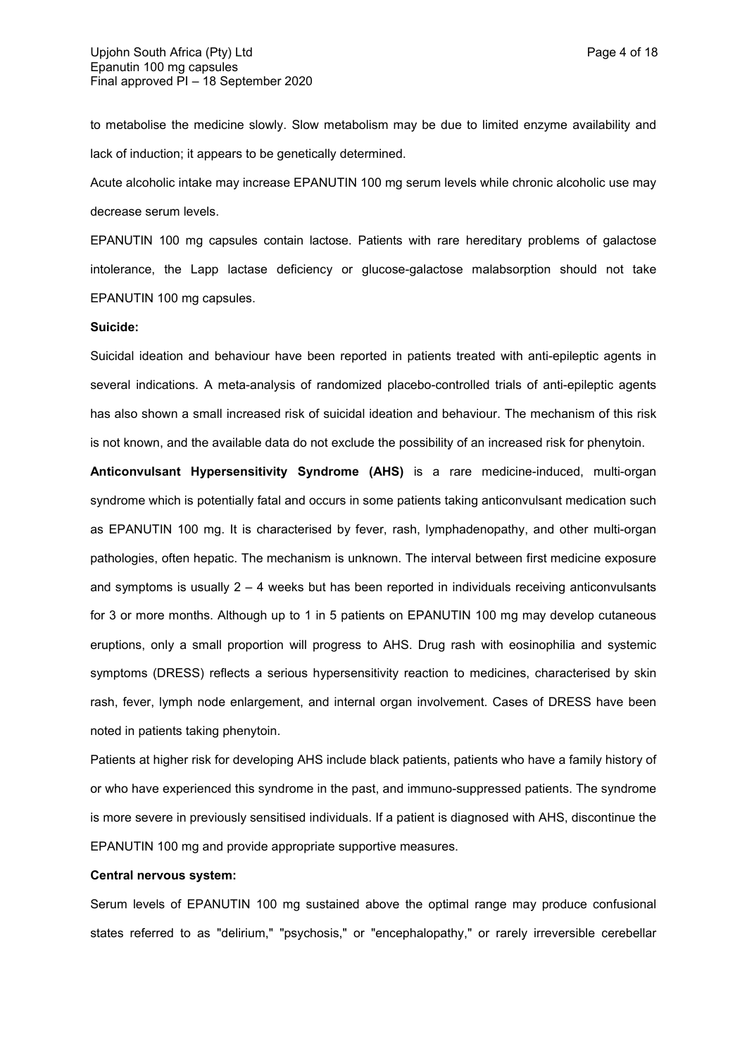to metabolise the medicine slowly. Slow metabolism may be due to limited enzyme availability and lack of induction; it appears to be genetically determined.

Acute alcoholic intake may increase EPANUTIN 100 mg serum levels while chronic alcoholic use may decrease serum levels.

EPANUTIN 100 mg capsules contain lactose. Patients with rare hereditary problems of galactose intolerance, the Lapp lactase deficiency or glucose-galactose malabsorption should not take EPANUTIN 100 mg capsules.

**Suicide:**

Suicidal ideation and behaviour have been reported in patients treated with anti-epileptic agents in several indications. A meta-analysis of randomized placebo-controlled trials of anti-epileptic agents has also shown a small increased risk of suicidal ideation and behaviour. The mechanism of this risk is not known, and the available data do not exclude the possibility of an increased risk for phenytoin.

**Anticonvulsant Hypersensitivity Syndrome (AHS)** is a rare medicine-induced, multi-organ syndrome which is potentially fatal and occurs in some patients taking anticonvulsant medication such as EPANUTIN 100 mg. It is characterised by fever, rash, lymphadenopathy, and other multi-organ pathologies, often hepatic. The mechanism is unknown. The interval between first medicine exposure and symptoms is usually 2 – 4 weeks but has been reported in individuals receiving anticonvulsants for 3 or more months. Although up to 1 in 5 patients on EPANUTIN 100 mg may develop cutaneous eruptions, only a small proportion will progress to AHS. Drug rash with eosinophilia and systemic symptoms (DRESS) reflects a serious hypersensitivity reaction to medicines, characterised by skin rash, fever, lymph node enlargement, and internal organ involvement. Cases of DRESS have been noted in patients taking phenytoin.

Patients at higher risk for developing AHS include black patients, patients who have a family history of or who have experienced this syndrome in the past, and immuno-suppressed patients. The syndrome is more severe in previously sensitised individuals. If a patient is diagnosed with AHS, discontinue the EPANUTIN 100 mg and provide appropriate supportive measures.

**Central nervous system:**

Serum levels of EPANUTIN 100 mg sustained above the optimal range may produce confusional states referred to as "delirium," "psychosis," or "encephalopathy," or rarely irreversible cerebellar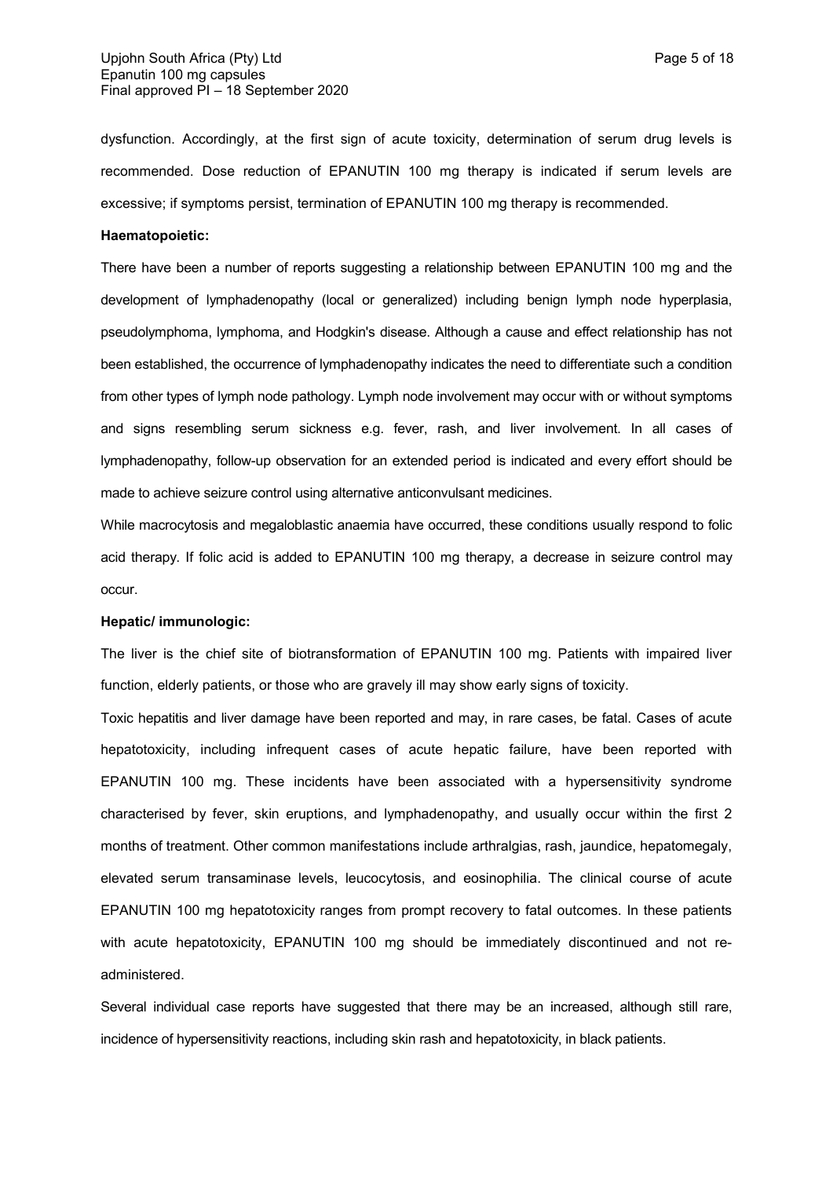dysfunction. Accordingly, at the first sign of acute toxicity, determination of serum drug levels is recommended. Dose reduction of EPANUTIN 100 mg therapy is indicated if serum levels are excessive; if symptoms persist, termination of EPANUTIN 100 mg therapy is recommended.

**Haematopoietic:**

There have been a number of reports suggesting a relationship between EPANUTIN 100 mg and the development of lymphadenopathy (local or generalized) including benign lymph node hyperplasia, pseudolymphoma, lymphoma, and Hodgkin's disease. Although a cause and effect relationship has not been established, the occurrence of lymphadenopathy indicates the need to differentiate such a condition from other types of lymph node pathology. Lymph node involvement may occur with or without symptoms and signs resembling serum sickness e.g. fever, rash, and liver involvement. In all cases of lymphadenopathy, follow-up observation for an extended period is indicated and every effort should be made to achieve seizure control using alternative anticonvulsant medicines.

While macrocytosis and megaloblastic anaemia have occurred, these conditions usually respond to folic acid therapy. If folic acid is added to EPANUTIN 100 mg therapy, a decrease in seizure control may occur.

**Hepatic/ immunologic:**

The liver is the chief site of biotransformation of EPANUTIN 100 mg. Patients with impaired liver function, elderly patients, or those who are gravely ill may show early signs of toxicity.

Toxic hepatitis and liver damage have been reported and may, in rare cases, be fatal. Cases of acute hepatotoxicity, including infrequent cases of acute hepatic failure, have been reported with EPANUTIN 100 mg. These incidents have been associated with a hypersensitivity syndrome characterised by fever, skin eruptions, and lymphadenopathy, and usually occur within the first 2 months of treatment. Other common manifestations include arthralgias, rash, jaundice, hepatomegaly, elevated serum transaminase levels, leucocytosis, and eosinophilia. The clinical course of acute EPANUTIN 100 mg hepatotoxicity ranges from prompt recovery to fatal outcomes. In these patients with acute hepatotoxicity, EPANUTIN 100 mg should be immediately discontinued and not re-administered.

Several individual case reports have suggested that there may be an increased, although still rare, incidence of hypersensitivity reactions, including skin rash and hepatotoxicity, in black patients.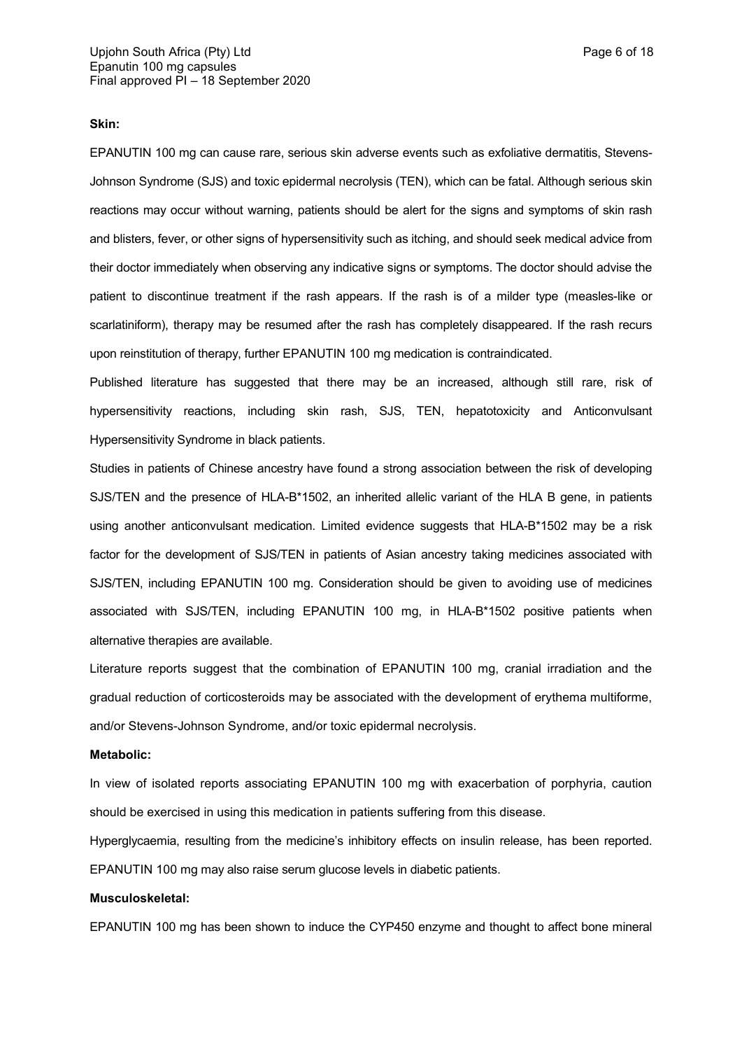**Skin:**

EPANUTIN 100 mg can cause rare, serious skin adverse events such as exfoliative dermatitis, Stevens-Johnson Syndrome (SJS) and toxic epidermal necrolysis (TEN), which can be fatal. Although serious skin reactions may occur without warning, patients should be alert for the signs and symptoms of skin rash and blisters, fever, or other signs of hypersensitivity such as itching, and should seek medical advice from their doctor immediately when observing any indicative signs or symptoms. The doctor should advise the patient to discontinue treatment if the rash appears. If the rash is of a milder type (measles-like or scarlatiniform), therapy may be resumed after the rash has completely disappeared. If the rash recurs upon reinstitution of therapy, further EPANUTIN 100 mg medication is contraindicated.

Published literature has suggested that there may be an increased, although still rare, risk of hypersensitivity reactions, including skin rash, SJS, TEN, hepatotoxicity and Anticonvulsant Hypersensitivity Syndrome in black patients.

Studies in patients of Chinese ancestry have found a strong association between the risk of developing SJS/TEN and the presence of HLA-B*1502, an inherited allelic variant of the HLA B gene, in patients using another anticonvulsant medication. Limited evidence suggests that HLA-B*1502 may be a risk factor for the development of SJS/TEN in patients of Asian ancestry taking medicines associated with SJS/TEN, including EPANUTIN 100 mg. Consideration should be given to avoiding use of medicines associated with SJS/TEN, including EPANUTIN 100 mg, in HLA-B*1502 positive patients when alternative therapies are available.

Literature reports suggest that the combination of EPANUTIN 100 mg, cranial irradiation and the gradual reduction of corticosteroids may be associated with the development of erythema multiforme, and/or Stevens-Johnson Syndrome, and/or toxic epidermal necrolysis.

**Metabolic:**

In view of isolated reports associating EPANUTIN 100 mg with exacerbation of porphyria, caution should be exercised in using this medication in patients suffering from this disease.

Hyperglycaemia, resulting from the medicine's inhibitory effects on insulin release, has been reported. EPANUTIN 100 mg may also raise serum glucose levels in diabetic patients.

**Musculoskeletal:**

EPANUTIN 100 mg has been shown to induce the CYP450 enzyme and thought to affect bone mineral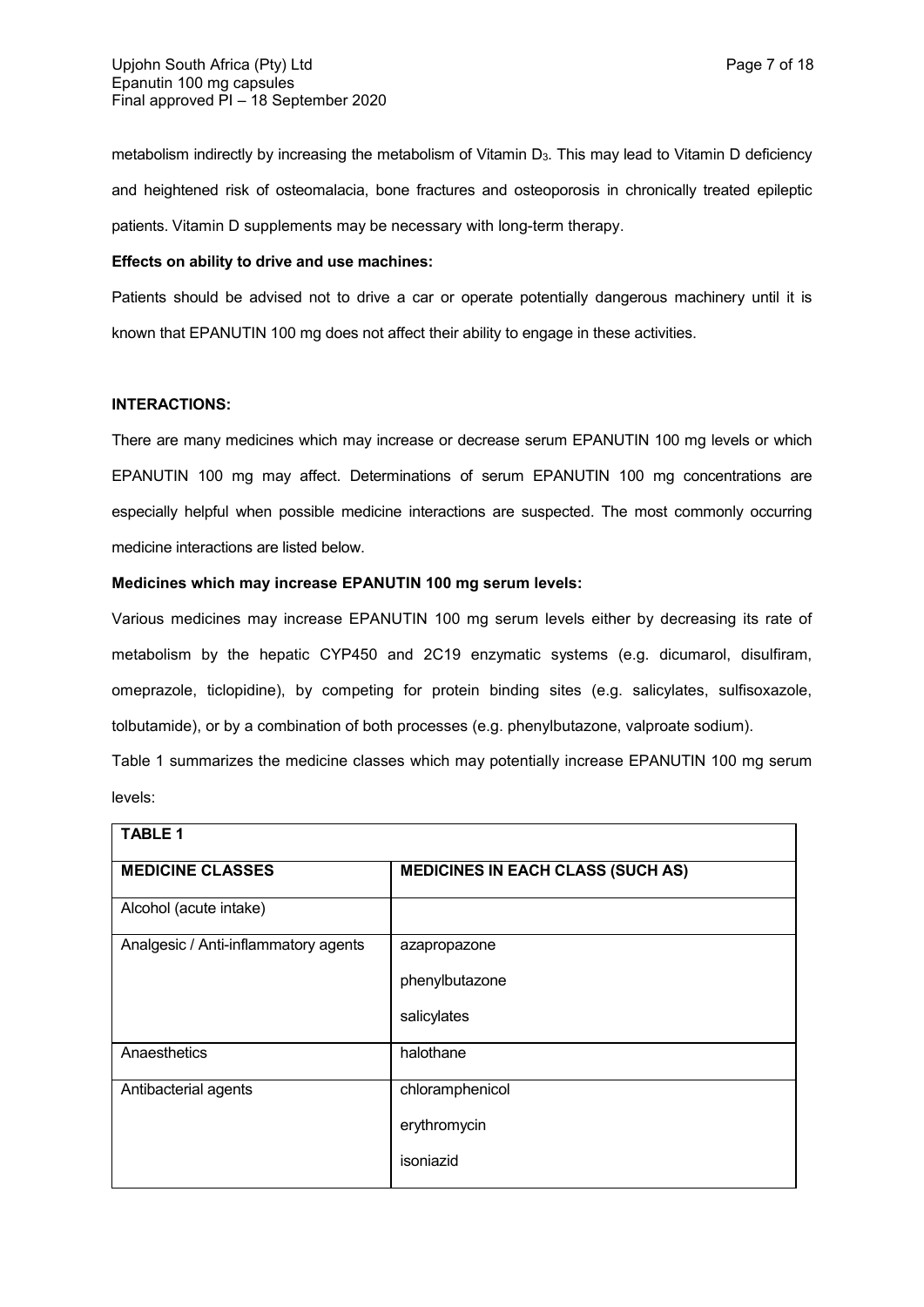metabolism indirectly by increasing the metabolism of Vitamin $D_3$. This may lead to Vitamin D deficiency and heightened risk of osteomalacia, bone fractures and osteoporosis in chronically treated epileptic patients. Vitamin D supplements may be necessary with long-term therapy.

**Effects on ability to drive and use machines:**

Patients should be advised not to drive a car or operate potentially dangerous machinery until it is known that EPANUTIN 100 mg does not affect their ability to engage in these activities.

**INTERACTIONS:**

There are many medicines which may increase or decrease serum EPANUTIN 100 mg levels or which EPANUTIN 100 mg may affect. Determinations of serum EPANUTIN 100 mg concentrations are especially helpful when possible medicine interactions are suspected. The most commonly occurring medicine interactions are listed below.

**Medicines which may increase EPANUTIN 100 mg serum levels:**

Various medicines may increase EPANUTIN 100 mg serum levels either by decreasing its rate of metabolism by the hepatic CYP450 and 2C19 enzymatic systems (e.g. dicumarol, disulfiram, omeprazole, ticlopidine), by competing for protein binding sites (e.g. salicylates, sulfisoxazole, tolbutamide), or by a combination of both processes (e.g. phenylbutazone, valproate sodium).

Table 1 summarizes the medicine classes which may potentially increase EPANUTIN 100 mg serum levels:

| **TABLE 1** | |
|---|---|
| **MEDICINE CLASSES** | **MEDICINES IN EACH CLASS (SUCH AS)** |
| Alcohol (acute intake) | |
| Analgesic / Anti-inflammatory agents | azapropazone<br>phenylbutazone<br>salicylates |
| Anaesthetics | halothane |
| Antibacterial agents | chloramphenicol<br>erythromycin<br>isoniazid |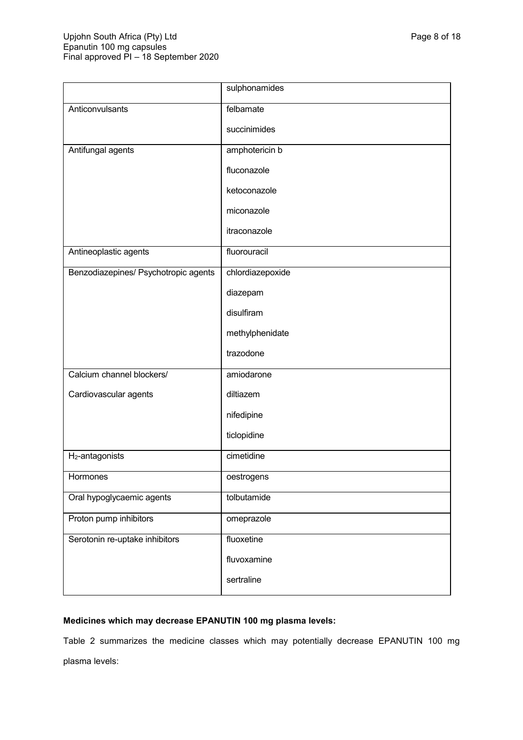| | |
|---|---|
| | sulphonamides |
| Anticonvulsants | felbamate<br>succinimides |
| Antifungal agents | amphotericin b<br>fluconazole<br>ketoconazole<br>miconazole<br>itraconazole |
| Antineoplastic agents | fluorouracil |
| Benzodiazepines/ Psychotropic agents | chlordiazepoxide<br>diazepam<br>disulfiram<br>methylphenidate<br>trazodone |
| Calcium channel blockers/<br>Cardiovascular agents | amiodarone<br>diltiazem<br>nifedipine<br>ticlopidine |
| $H_2$-antagonists | cimetidine |
| Hormones | oestrogens |
| Oral hypoglycaemic agents | tolbutamide |
| Proton pump inhibitors | omeprazole |
| Serotonin re-uptake inhibitors | fluoxetine<br>fluvoxamine<br>sertraline |

**Medicines which may decrease EPANUTIN 100 mg plasma levels:**

Table 2 summarizes the medicine classes which may potentially decrease EPANUTIN 100 mg plasma levels: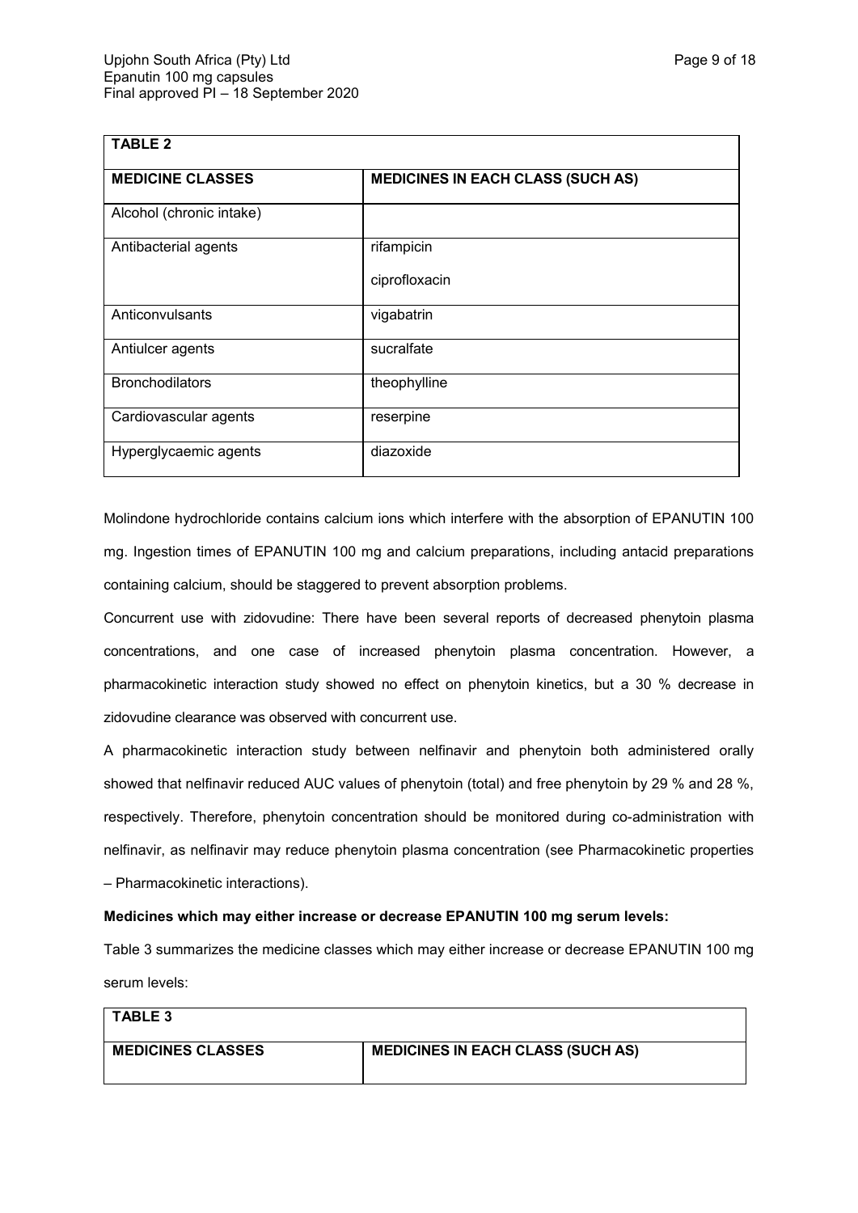| TABLE 2 | |
|---|---|
| **MEDICINE CLASSES** | **MEDICINES IN EACH CLASS (SUCH AS)** |
| Alcohol (chronic intake) | |
| Antibacterial agents | rifampicin<br>ciprofloxacin |
| Anticonvulsants | vigabatrin |
| Antiulcer agents | sucralfate |
| Bronchodilators | theophylline |
| Cardiovascular agents | reserpine |
| Hyperglycaemic agents | diazoxide |

Molindone hydrochloride contains calcium ions which interfere with the absorption of EPANUTIN 100 mg. Ingestion times of EPANUTIN 100 mg and calcium preparations, including antacid preparations containing calcium, should be staggered to prevent absorption problems.

Concurrent use with zidovudine: There have been several reports of decreased phenytoin plasma concentrations, and one case of increased phenytoin plasma concentration. However, a pharmacokinetic interaction study showed no effect on phenytoin kinetics, but a 30 % decrease in zidovudine clearance was observed with concurrent use.

A pharmacokinetic interaction study between nelfinavir and phenytoin both administered orally showed that nelfinavir reduced AUC values of phenytoin (total) and free phenytoin by 29 % and 28 %, respectively. Therefore, phenytoin concentration should be monitored during co-administration with nelfinavir, as nelfinavir may reduce phenytoin plasma concentration (see Pharmacokinetic properties – Pharmacokinetic interactions).

**Medicines which may either increase or decrease EPANUTIN 100 mg serum levels:**

Table 3 summarizes the medicine classes which may either increase or decrease EPANUTIN 100 mg serum levels:

| TABLE 3 | |
|---|---|
| **MEDICINES CLASSES** | **MEDICINES IN EACH CLASS (SUCH AS)** |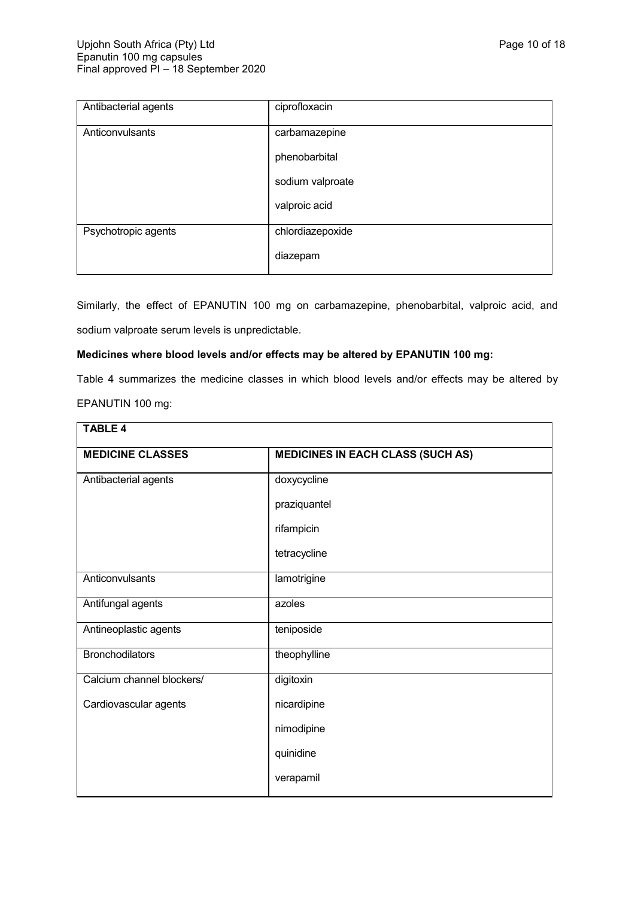| | |
|---|---|
| Antibacterial agents | ciprofloxacin |
| Anticonvulsants | carbamazepine<br>phenobarbital<br>sodium valproate<br>valproic acid |
| Psychotropic agents | chlordiazepoxide<br>diazepam |

Similarly, the effect of EPANUTIN 100 mg on carbamazepine, phenobarbital, valproic acid, and sodium valproate serum levels is unpredictable.

**Medicines where blood levels and/or effects may be altered by EPANUTIN 100 mg:**

Table 4 summarizes the medicine classes in which blood levels and/or effects may be altered by EPANUTIN 100 mg:

**TABLE 4**

| **MEDICINE CLASSES** | **MEDICINES IN EACH CLASS (SUCH AS)** |
|---|---|
| Antibacterial agents | doxycycline<br>praziquantel<br>rifampicin<br>tetracycline |
| Anticonvulsants | lamotrigine |
| Antifungal agents | azoles |
| Antineoplastic agents | teniposide |
| Bronchodilators | theophylline |
| Calcium channel blockers/<br>Cardiovascular agents | digitoxin<br>nicardipine<br>nimodipine<br>quinidine<br>verapamil |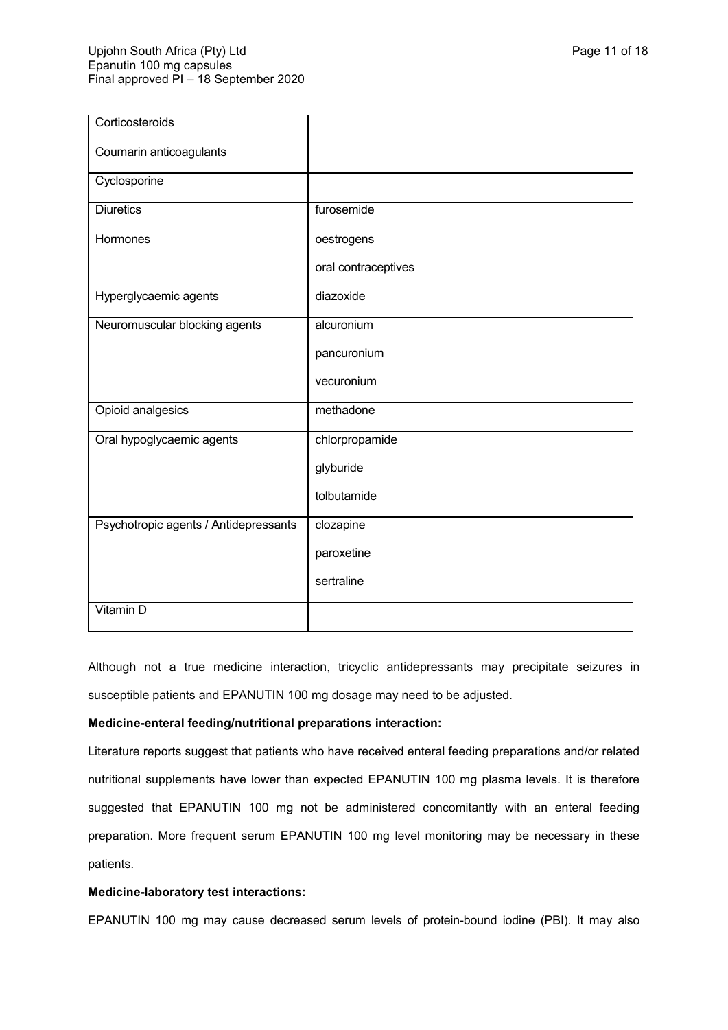| | |
|---|---|
| Corticosteroids | |
| Coumarin anticoagulants | |
| Cyclosporine | |
| Diuretics | furosemide |
| Hormones | oestrogens<br>oral contraceptives |
| Hyperglycaemic agents | diazoxide |
| Neuromuscular blocking agents | alcuronium<br>pancuronium<br>vecuronium |
| Opioid analgesics | methadone |
| Oral hypoglycaemic agents | chlorpropamide<br>glyburide<br>tolbutamide |
| Psychotropic agents / Antidepressants | clozapine<br>paroxetine<br>sertraline |
| Vitamin D | |

Although not a true medicine interaction, tricyclic antidepressants may precipitate seizures in susceptible patients and EPANUTIN 100 mg dosage may need to be adjusted.

**Medicine-enteral feeding/nutritional preparations interaction:**

Literature reports suggest that patients who have received enteral feeding preparations and/or related nutritional supplements have lower than expected EPANUTIN 100 mg plasma levels. It is therefore suggested that EPANUTIN 100 mg not be administered concomitantly with an enteral feeding preparation. More frequent serum EPANUTIN 100 mg level monitoring may be necessary in these patients.

**Medicine-laboratory test interactions:**

EPANUTIN 100 mg may cause decreased serum levels of protein-bound iodine (PBI). It may also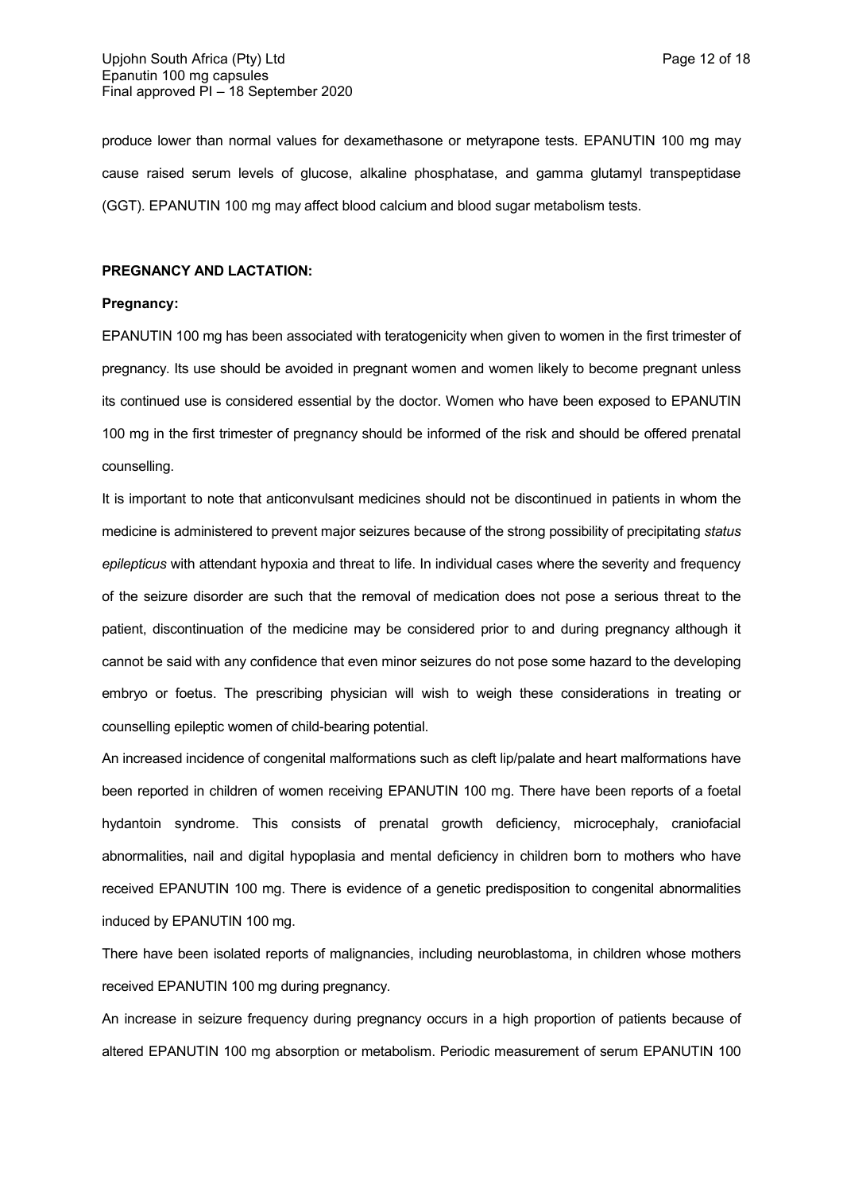produce lower than normal values for dexamethasone or metyrapone tests. EPANUTIN 100 mg may cause raised serum levels of glucose, alkaline phosphatase, and gamma glutamyl transpeptidase (GGT). EPANUTIN 100 mg may affect blood calcium and blood sugar metabolism tests.

**PREGNANCY AND LACTATION:**

**Pregnancy:**

EPANUTIN 100 mg has been associated with teratogenicity when given to women in the first trimester of pregnancy. Its use should be avoided in pregnant women and women likely to become pregnant unless its continued use is considered essential by the doctor. Women who have been exposed to EPANUTIN 100 mg in the first trimester of pregnancy should be informed of the risk and should be offered prenatal counselling.

It is important to note that anticonvulsant medicines should not be discontinued in patients in whom the medicine is administered to prevent major seizures because of the strong possibility of precipitating *status epilepticus* with attendant hypoxia and threat to life. In individual cases where the severity and frequency of the seizure disorder are such that the removal of medication does not pose a serious threat to the patient, discontinuation of the medicine may be considered prior to and during pregnancy although it cannot be said with any confidence that even minor seizures do not pose some hazard to the developing embryo or foetus. The prescribing physician will wish to weigh these considerations in treating or counselling epileptic women of child-bearing potential.

An increased incidence of congenital malformations such as cleft lip/palate and heart malformations have been reported in children of women receiving EPANUTIN 100 mg. There have been reports of a foetal hydantoin syndrome. This consists of prenatal growth deficiency, microcephaly, craniofacial abnormalities, nail and digital hypoplasia and mental deficiency in children born to mothers who have received EPANUTIN 100 mg. There is evidence of a genetic predisposition to congenital abnormalities induced by EPANUTIN 100 mg.

There have been isolated reports of malignancies, including neuroblastoma, in children whose mothers received EPANUTIN 100 mg during pregnancy.

An increase in seizure frequency during pregnancy occurs in a high proportion of patients because of altered EPANUTIN 100 mg absorption or metabolism. Periodic measurement of serum EPANUTIN 100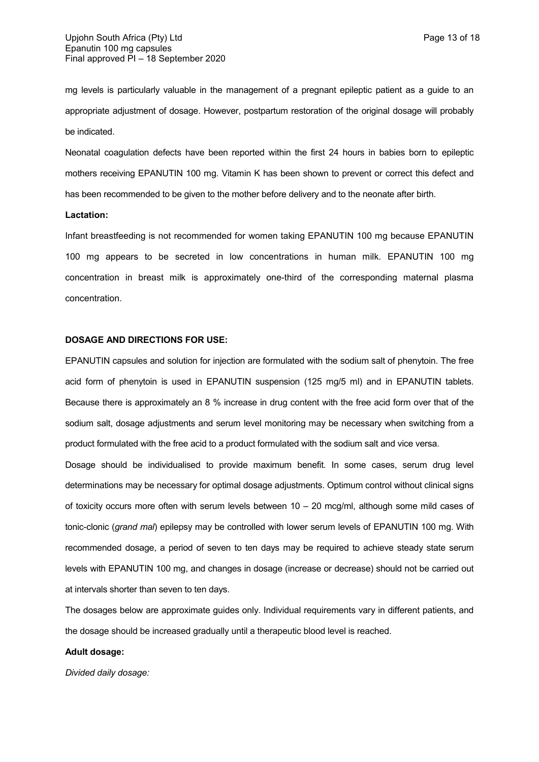mg levels is particularly valuable in the management of a pregnant epileptic patient as a guide to an appropriate adjustment of dosage. However, postpartum restoration of the original dosage will probably be indicated.

Neonatal coagulation defects have been reported within the first 24 hours in babies born to epileptic mothers receiving EPANUTIN 100 mg. Vitamin K has been shown to prevent or correct this defect and has been recommended to be given to the mother before delivery and to the neonate after birth.

**Lactation:**

Infant breastfeeding is not recommended for women taking EPANUTIN 100 mg because EPANUTIN 100 mg appears to be secreted in low concentrations in human milk. EPANUTIN 100 mg concentration in breast milk is approximately one-third of the corresponding maternal plasma concentration.

**DOSAGE AND DIRECTIONS FOR USE:**

EPANUTIN capsules and solution for injection are formulated with the sodium salt of phenytoin. The free acid form of phenytoin is used in EPANUTIN suspension (125 mg/5 ml) and in EPANUTIN tablets. Because there is approximately an 8 % increase in drug content with the free acid form over that of the sodium salt, dosage adjustments and serum level monitoring may be necessary when switching from a product formulated with the free acid to a product formulated with the sodium salt and vice versa.

Dosage should be individualised to provide maximum benefit. In some cases, serum drug level determinations may be necessary for optimal dosage adjustments. Optimum control without clinical signs of toxicity occurs more often with serum levels between 10 – 20 mcg/ml, although some mild cases of tonic-clonic (*grand mal*) epilepsy may be controlled with lower serum levels of EPANUTIN 100 mg. With recommended dosage, a period of seven to ten days may be required to achieve steady state serum levels with EPANUTIN 100 mg, and changes in dosage (increase or decrease) should not be carried out at intervals shorter than seven to ten days.

The dosages below are approximate guides only. Individual requirements vary in different patients, and the dosage should be increased gradually until a therapeutic blood level is reached.

**Adult dosage:**

*Divided daily dosage:*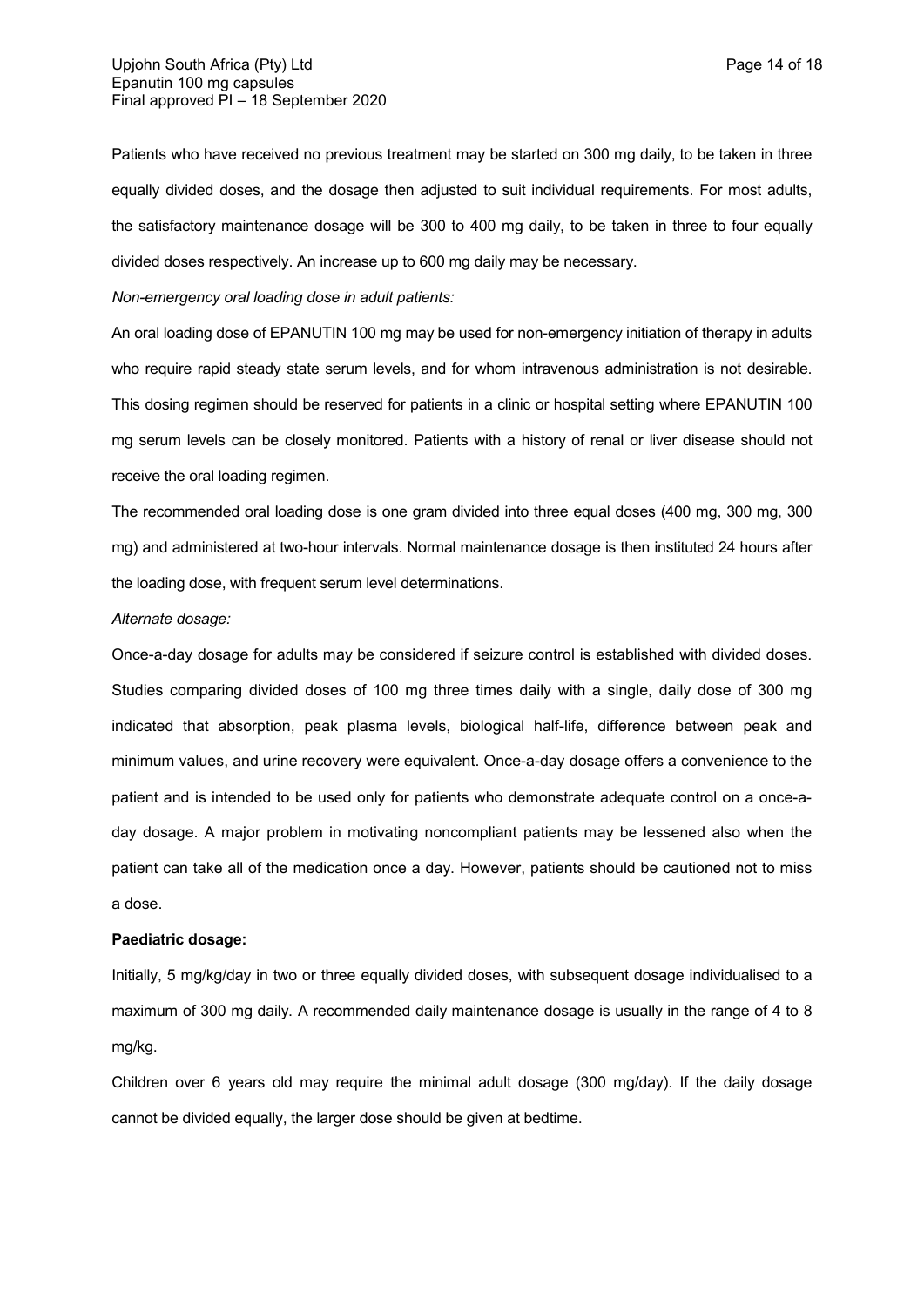Patients who have received no previous treatment may be started on 300 mg daily, to be taken in three equally divided doses, and the dosage then adjusted to suit individual requirements. For most adults, the satisfactory maintenance dosage will be 300 to 400 mg daily, to be taken in three to four equally divided doses respectively. An increase up to 600 mg daily may be necessary.

*Non-emergency oral loading dose in adult patients:*

An oral loading dose of EPANUTIN 100 mg may be used for non-emergency initiation of therapy in adults who require rapid steady state serum levels, and for whom intravenous administration is not desirable. This dosing regimen should be reserved for patients in a clinic or hospital setting where EPANUTIN 100 mg serum levels can be closely monitored. Patients with a history of renal or liver disease should not receive the oral loading regimen.

The recommended oral loading dose is one gram divided into three equal doses (400 mg, 300 mg, 300 mg) and administered at two-hour intervals. Normal maintenance dosage is then instituted 24 hours after the loading dose, with frequent serum level determinations.

*Alternate dosage:*

Once-a-day dosage for adults may be considered if seizure control is established with divided doses. Studies comparing divided doses of 100 mg three times daily with a single, daily dose of 300 mg indicated that absorption, peak plasma levels, biological half-life, difference between peak and minimum values, and urine recovery were equivalent. Once-a-day dosage offers a convenience to the patient and is intended to be used only for patients who demonstrate adequate control on a once-a-day dosage. A major problem in motivating noncompliant patients may be lessened also when the patient can take all of the medication once a day. However, patients should be cautioned not to miss a dose.

**Paediatric dosage:**

Initially, 5 mg/kg/day in two or three equally divided doses, with subsequent dosage individualised to a maximum of 300 mg daily. A recommended daily maintenance dosage is usually in the range of 4 to 8 mg/kg.

Children over 6 years old may require the minimal adult dosage (300 mg/day). If the daily dosage cannot be divided equally, the larger dose should be given at bedtime.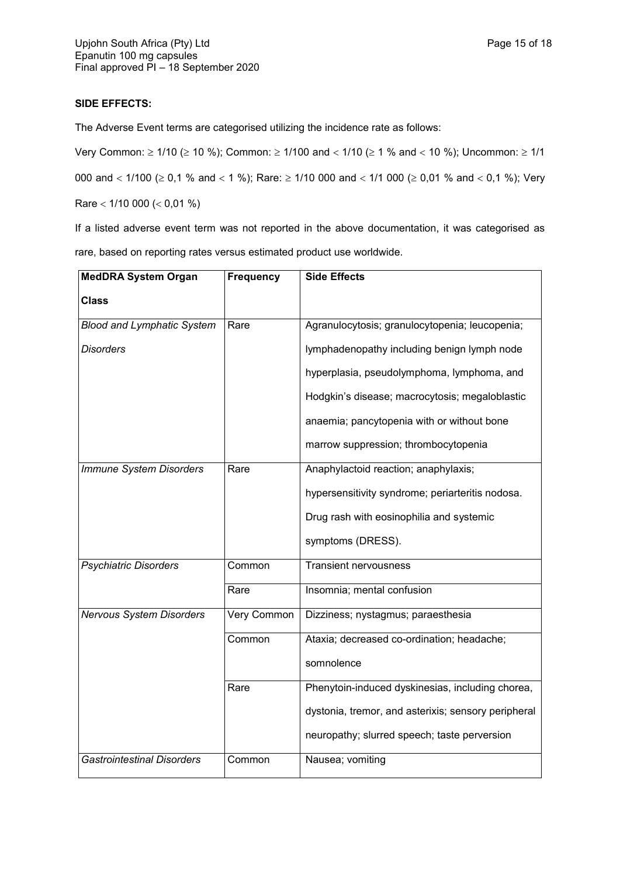**SIDE EFFECTS:**

The Adverse Event terms are categorised utilizing the incidence rate as follows:

Very Common: ≥ 1/10 (≥ 10 %); Common: ≥ 1/100 and < 1/10 (≥ 1 % and < 10 %); Uncommon: ≥ 1/1 000 and < 1/100 (≥ 0,1 % and < 1 %); Rare: ≥ 1/10 000 and < 1/1 000 (≥ 0,01 % and < 0,1 %); Very Rare < 1/10 000 (< 0,01 %)

If a listed adverse event term was not reported in the above documentation, it was categorised as rare, based on reporting rates versus estimated product use worldwide.

| **MedDRA System Organ Class** | **Frequency** | **Side Effects** |
|---|---|---|
| *Blood and Lymphatic System Disorders* | Rare | Agranulocytosis; granulocytopenia; leucopenia; lymphadenopathy including benign lymph node hyperplasia, pseudolymphoma, lymphoma, and Hodgkin's disease; macrocytosis; megaloblastic anaemia; pancytopenia with or without bone marrow suppression; thrombocytopenia |
| *Immune System Disorders* | Rare | Anaphylactoid reaction; anaphylaxis; hypersensitivity syndrome; periarteritis nodosa. Drug rash with eosinophilia and systemic symptoms (DRESS). |
| *Psychiatric Disorders* | Common | Transient nervousness |
| | Rare | Insomnia; mental confusion |
| *Nervous System Disorders* | Very Common | Dizziness; nystagmus; paraesthesia |
| | Common | Ataxia; decreased co-ordination; headache; somnolence |
| | Rare | Phenytoin-induced dyskinesias, including chorea, dystonia, tremor, and asterixis; sensory peripheral neuropathy; slurred speech; taste perversion |
| *Gastrointestinal Disorders* | Common | Nausea; vomiting |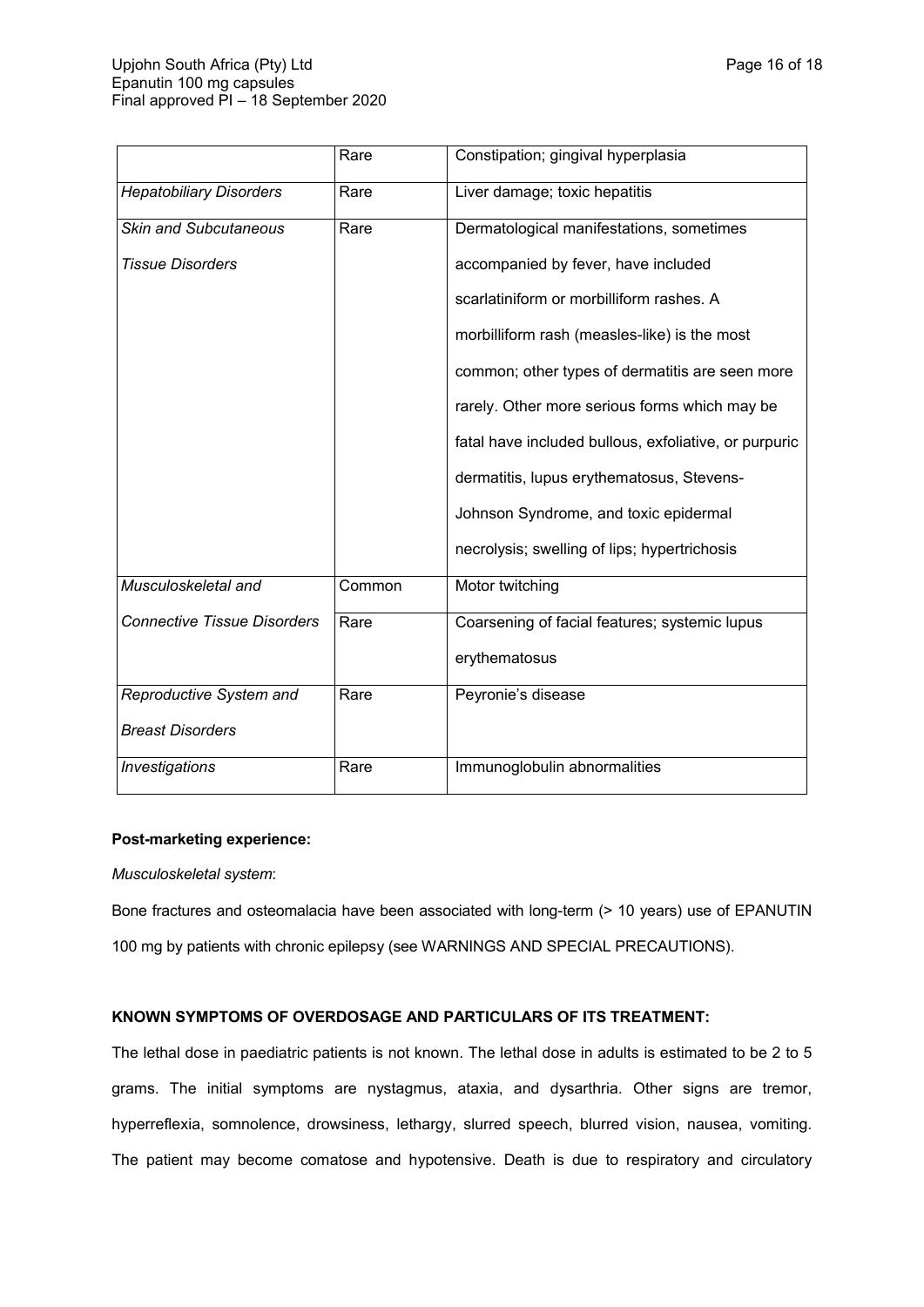| | | |
|---|---|---|
| | Rare | Constipation; gingival hyperplasia |
| *Hepatobiliary Disorders* | Rare | Liver damage; toxic hepatitis |
| *Skin and Subcutaneous Tissue Disorders* | Rare | Dermatological manifestations, sometimes accompanied by fever, have included scarlatiniform or morbilliform rashes. A morbilliform rash (measles-like) is the most common; other types of dermatitis are seen more rarely. Other more serious forms which may be fatal have included bullous, exfoliative, or purpuric dermatitis, lupus erythematosus, Stevens-Johnson Syndrome, and toxic epidermal necrolysis; swelling of lips; hypertrichosis |
| *Musculoskeletal and Connective Tissue Disorders* | Common | Motor twitching |
| | Rare | Coarsening of facial features; systemic lupus erythematosus |
| *Reproductive System and Breast Disorders* | Rare | Peyronie's disease |
| *Investigations* | Rare | Immunoglobulin abnormalities |

**Post-marketing experience:**

*Musculoskeletal system*:

Bone fractures and osteomalacia have been associated with long-term (> 10 years) use of EPANUTIN 100 mg by patients with chronic epilepsy (see WARNINGS AND SPECIAL PRECAUTIONS).

**KNOWN SYMPTOMS OF OVERDOSAGE AND PARTICULARS OF ITS TREATMENT:**

The lethal dose in paediatric patients is not known. The lethal dose in adults is estimated to be 2 to 5 grams. The initial symptoms are nystagmus, ataxia, and dysarthria. Other signs are tremor, hyperreflexia, somnolence, drowsiness, lethargy, slurred speech, blurred vision, nausea, vomiting. The patient may become comatose and hypotensive. Death is due to respiratory and circulatory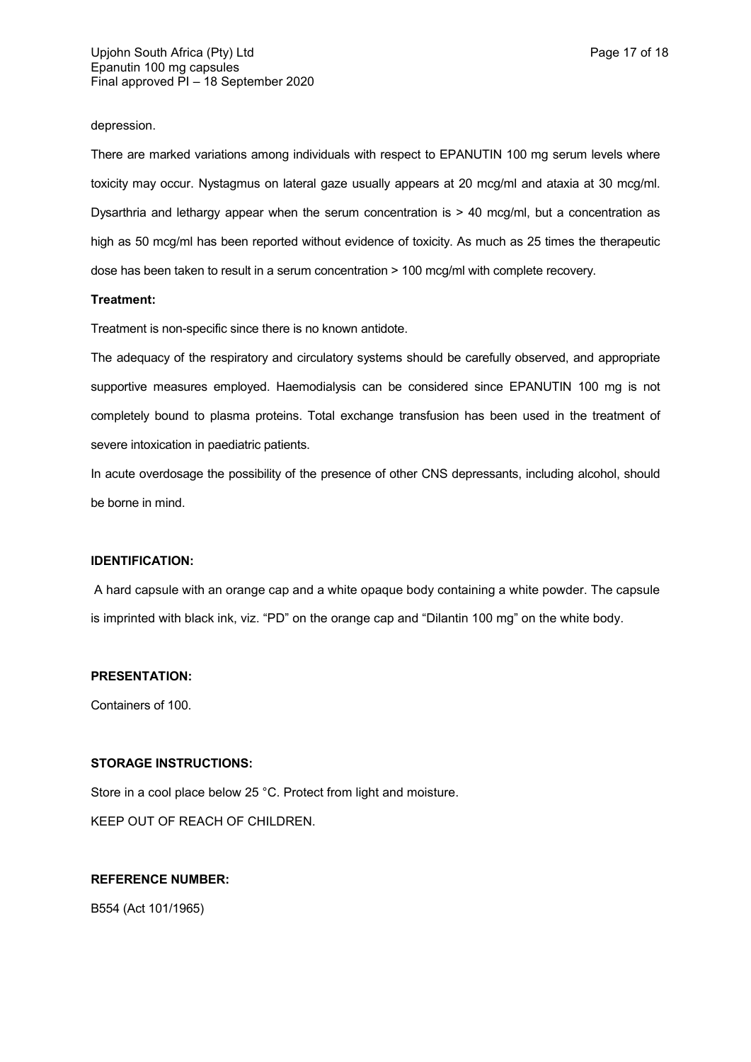depression.

There are marked variations among individuals with respect to EPANUTIN 100 mg serum levels where toxicity may occur. Nystagmus on lateral gaze usually appears at 20 mcg/ml and ataxia at 30 mcg/ml. Dysarthria and lethargy appear when the serum concentration is > 40 mcg/ml, but a concentration as high as 50 mcg/ml has been reported without evidence of toxicity. As much as 25 times the therapeutic dose has been taken to result in a serum concentration > 100 mcg/ml with complete recovery.

**Treatment:**

Treatment is non-specific since there is no known antidote.

The adequacy of the respiratory and circulatory systems should be carefully observed, and appropriate supportive measures employed. Haemodialysis can be considered since EPANUTIN 100 mg is not completely bound to plasma proteins. Total exchange transfusion has been used in the treatment of severe intoxication in paediatric patients.

In acute overdosage the possibility of the presence of other CNS depressants, including alcohol, should be borne in mind.

**IDENTIFICATION:**

A hard capsule with an orange cap and a white opaque body containing a white powder. The capsule is imprinted with black ink, viz. "PD" on the orange cap and "Dilantin 100 mg" on the white body.

**PRESENTATION:**

Containers of 100.

**STORAGE INSTRUCTIONS:**

Store in a cool place below 25 °C. Protect from light and moisture.

KEEP OUT OF REACH OF CHILDREN.

**REFERENCE NUMBER:**

B554 (Act 101/1965)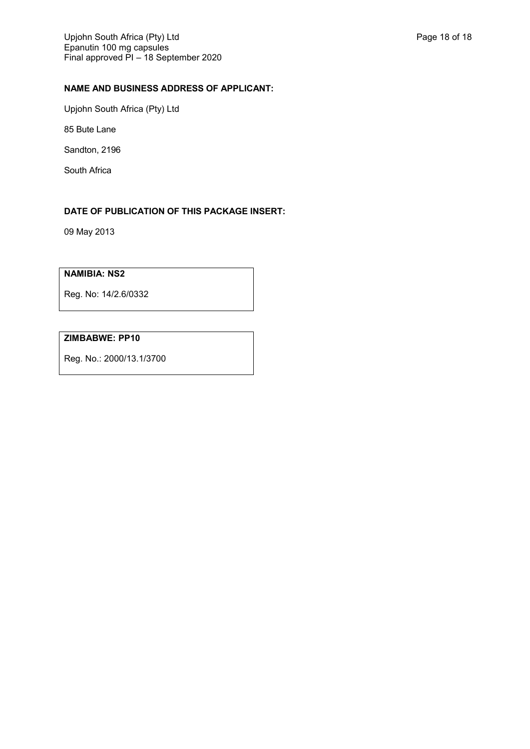**NAME AND BUSINESS ADDRESS OF APPLICANT:**

Upjohn South Africa (Pty) Ltd

85 Bute Lane

Sandton, 2196

South Africa

**DATE OF PUBLICATION OF THIS PACKAGE INSERT:**

09 May 2013

**NAMIBIA: NS2**

Reg. No: 14/2.6/0332

**ZIMBABWE: PP10**

Reg. No.: 2000/13.1/3700